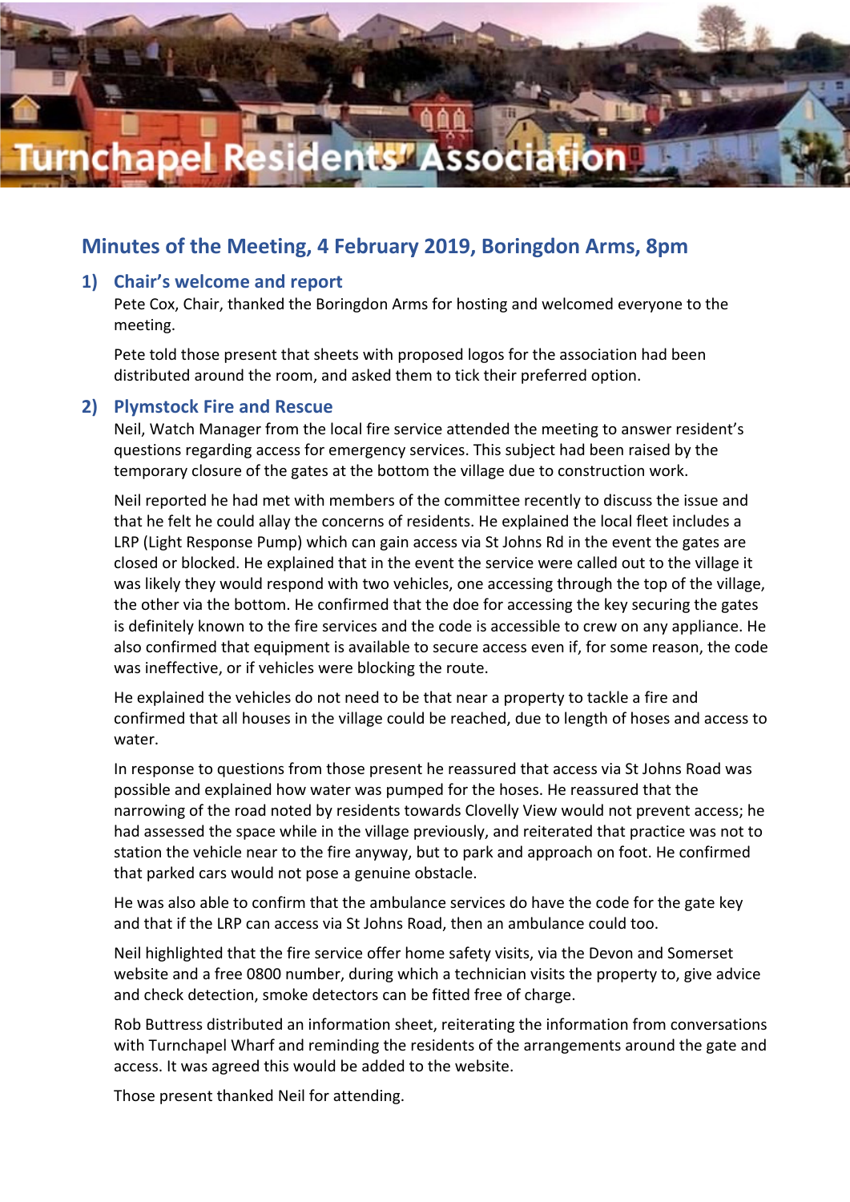# Turnchapel Residents' Association

## Minutes of the Meeting, 4 February 2019, Boringdon Arms, 8pm

### 1) Chair's welcome and report

Pete Cox, Chair, thanked the Boringdon Arms for hosting and welcomed everyone to the meeting.

Pete told those present that sheets with proposed logos for the association had been distributed around the room, and asked them to tick their preferred option.

### 2) Plymstock Fire and Rescue

Neil, Watch Manager from the local fire service attended the meeting to answer resident's questions regarding access for emergency services. This subject had been raised by the temporary closure of the gates at the bottom the village due to construction work.

Neil reported he had met with members of the committee recently to discuss the issue and that he felt he could allay the concerns of residents. He explained the local fleet includes a LRP (Light Response Pump) which can gain access via St Johns Rd in the event the gates are closed or blocked. He explained that in the event the service were called out to the village it was likely they would respond with two vehicles, one accessing through the top of the village, the other via the bottom. He confirmed that the doe for accessing the key securing the gates is definitely known to the fire services and the code is accessible to crew on any appliance. He also confirmed that equipment is available to secure access even if, for some reason, the code was ineffective, or if vehicles were blocking the route.

He explained the vehicles do not need to be that near a property to tackle a fire and confirmed that all houses in the village could be reached, due to length of hoses and access to water.

In response to questions from those present he reassured that access via St Johns Road was possible and explained how water was pumped for the hoses. He reassured that the narrowing of the road noted by residents towards Clovelly View would not prevent access; he had assessed the space while in the village previously, and reiterated that practice was not to station the vehicle near to the fire anyway, but to park and approach on foot. He confirmed that parked cars would not pose a genuine obstacle.

He was also able to confirm that the ambulance services do have the code for the gate key and that if the LRP can access via St Johns Road, then an ambulance could too.

Neil highlighted that the fire service offer home safety visits, via the Devon and Somerset website and a free 0800 number, during which a technician visits the property to, give advice and check detection, smoke detectors can be fitted free of charge.

Rob Buttress distributed an information sheet, reiterating the information from conversations with Turnchapel Wharf and reminding the residents of the arrangements around the gate and access. It was agreed this would be added to the website.

Those present thanked Neil for attending.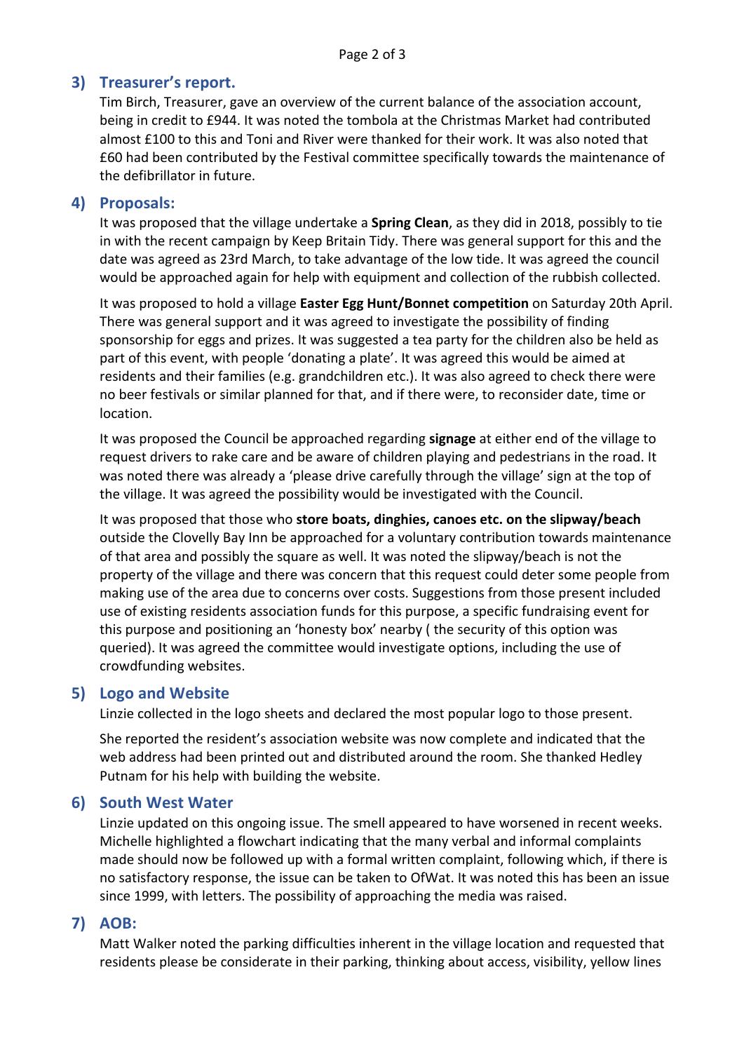## 3) Treasurer's report.

Tim Birch, Treasurer, gave an overview of the current balance of the association account, being in credit to £944. It was noted the tombola at the Christmas Market had contributed almost £100 to this and Toni and River were thanked for their work. It was also noted that £60 had been contributed by the Festival committee specifically towards the maintenance of the defibrillator in future.

## 4) Proposals:

It was proposed that the village undertake a **Spring Clean**, as they did in 2018, possibly to tie in with the recent campaign by Keep Britain Tidy. There was general support for this and the date was agreed as 23rd March, to take advantage of the low tide. It was agreed the council would be approached again for help with equipment and collection of the rubbish collected.

It was proposed to hold a village **Easter Egg Hunt/Bonnet competition** on Saturday 20th April. There was general support and it was agreed to investigate the possibility of finding sponsorship for eggs and prizes. It was suggested a tea party for the children also be held as part of this event, with people 'donating a plate'. It was agreed this would be aimed at residents and their families (e.g. grandchildren etc.). It was also agreed to check there were no beer festivals or similar planned for that, and if there were, to reconsider date, time or location.

It was proposed the Council be approached regarding **signage** at either end of the village to request drivers to rake care and be aware of children playing and pedestrians in the road. It was noted there was already a 'please drive carefully through the village' sign at the top of the village. It was agreed the possibility would be investigated with the Council.

It was proposed that those who **store boats, dinghies, canoes etc. on the slipway/beach** outside the Clovelly Bay Inn be approached for a voluntary contribution towards maintenance of that area and possibly the square as well. It was noted the slipway/beach is not the property of the village and there was concern that this request could deter some people from making use of the area due to concerns over costs. Suggestions from those present included use of existing residents association funds for this purpose, a specific fundraising event for this purpose and positioning an 'honesty box' nearby ( the security of this option was queried). It was agreed the committee would investigate options, including the use of crowdfunding websites.

## 5) Logo and Website

Linzie collected in the logo sheets and declared the most popular logo to those present.

She reported the resident's association website was now complete and indicated that the web address had been printed out and distributed around the room. She thanked Hedley Putnam for his help with building the website.

## 6) South West Water

Linzie updated on this ongoing issue. The smell appeared to have worsened in recent weeks. Michelle highlighted a flowchart indicating that the many verbal and informal complaints made should now be followed up with a formal written complaint, following which, if there is no satisfactory response, the issue can be taken to OfWat. It was noted this has been an issue since 1999, with letters. The possibility of approaching the media was raised.

## 7) AOB:

Matt Walker noted the parking difficulties inherent in the village location and requested that residents please be considerate in their parking, thinking about access, visibility, yellow lines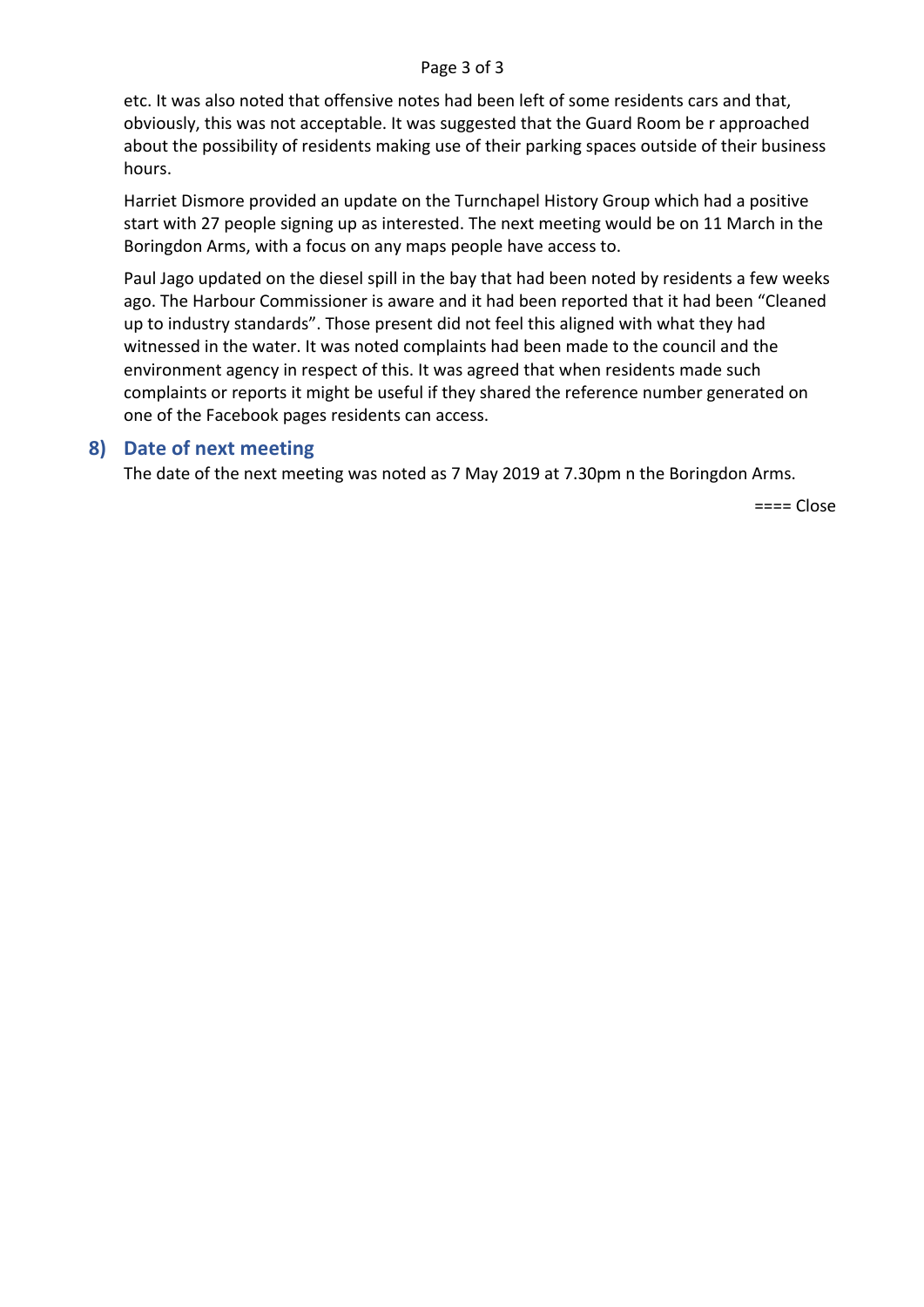etc. It was also noted that offensive notes had been left of some residents cars and that, obviously, this was not acceptable. It was suggested that the Guard Room be r approached about the possibility of residents making use of their parking spaces outside of their business hours.

Harriet Dismore provided an update on the Turnchapel History Group which had a positive start with 27 people signing up as interested. The next meeting would be on 11 March in the Boringdon Arms, with a focus on any maps people have access to.

Paul Jago updated on the diesel spill in the bay that had been noted by residents a few weeks ago. The Harbour Commissioner is aware and it had been reported that it had been “Cleaned up to industry standards”. Those present did not feel this aligned with what they had witnessed in the water. It was noted complaints had been made to the council and the environment agency in respect of this. It was agreed that when residents made such complaints or reports it might be useful if they shared the reference number generated on one of the Facebook pages residents can access.

## 8) Date of next meeting

The date of the next meeting was noted as 7 May 2019 at 7.30pm n the Boringdon Arms.

==== Close